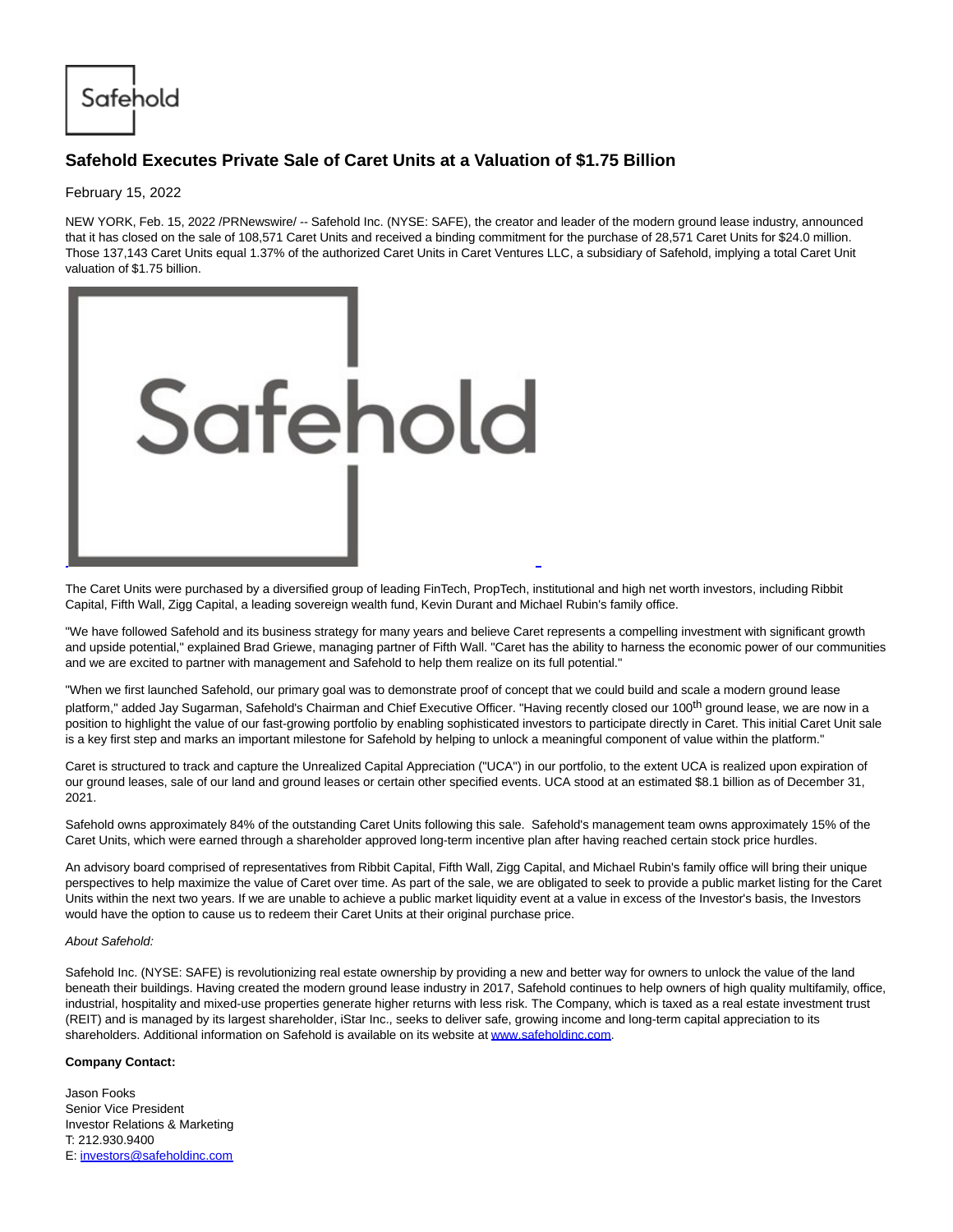# Safehold Executes Private Sale of Caret Units at a Valuation of $1.75 Billion

February 15, 2022

NEW YORK, Feb. 15, 2022 /PRNewswire/ -- Safehold Inc. (NYSE: SAFE), the creator and leader of the modern ground lease industry, announced that it has closed on the sale of 108,571 Caret Units and received a binding commitment for the purchase of 28,571 Caret Units for $24.0 million. Those 137,143 Caret Units equal 1.37% of the authorized Caret Units in Caret Ventures LLC, a subsidiary of Safehold, implying a total Caret Unit valuation of $1.75 billion.

The Caret Units were purchased by a diversified group of leading FinTech, PropTech, institutional and high net worth investors, including Ribbit Capital, Fifth Wall, Zigg Capital, a leading sovereign wealth fund, Kevin Durant and Michael Rubin's family office.

"We have followed Safehold and its business strategy for many years and believe Caret represents a compelling investment with significant growth and upside potential," explained Brad Griewe, managing partner of Fifth Wall. "Caret has the ability to harness the economic power of our communities and we are excited to partner with management and Safehold to help them realize on its full potential."

"When we first launched Safehold, our primary goal was to demonstrate proof of concept that we could build and scale a modern ground lease platform," added Jay Sugarman, Safehold's Chairman and Chief Executive Officer. "Having recently closed our 100th ground lease, we are now in a position to highlight the value of our fast-growing portfolio by enabling sophisticated investors to participate directly in Caret. This initial Caret Unit sale is a key first step and marks an important milestone for Safehold by helping to unlock a meaningful component of value within the platform."

Caret is structured to track and capture the Unrealized Capital Appreciation ("UCA") in our portfolio, to the extent UCA is realized upon expiration of our ground leases, sale of our land and ground leases or certain other specified events. UCA stood at an estimated $8.1 billion as of December 31, 2021.

Safehold owns approximately 84% of the outstanding Caret Units following this sale. Safehold's management team owns approximately 15% of the Caret Units, which were earned through a shareholder approved long-term incentive plan after having reached certain stock price hurdles.

An advisory board comprised of representatives from Ribbit Capital, Fifth Wall, Zigg Capital, and Michael Rubin's family office will bring their unique perspectives to help maximize the value of Caret over time. As part of the sale, we are obligated to seek to provide a public market listing for the Caret Units within the next two years. If we are unable to achieve a public market liquidity event at a value in excess of the Investor's basis, the Investors would have the option to cause us to redeem their Caret Units at their original purchase price.

*About Safehold:*

Safehold Inc. (NYSE: SAFE) is revolutionizing real estate ownership by providing a new and better way for owners to unlock the value of the land beneath their buildings. Having created the modern ground lease industry in 2017, Safehold continues to help owners of high quality multifamily, office, industrial, hospitality and mixed-use properties generate higher returns with less risk. The Company, which is taxed as a real estate investment trust (REIT) and is managed by its largest shareholder, iStar Inc., seeks to deliver safe, growing income and long-term capital appreciation to its shareholders. Additional information on Safehold is available on its website at www.safeholdinc.com.

**Company Contact:**

Jason Fooks
Senior Vice President
Investor Relations & Marketing
T: 212.930.9400
E: investors@safeholdinc.com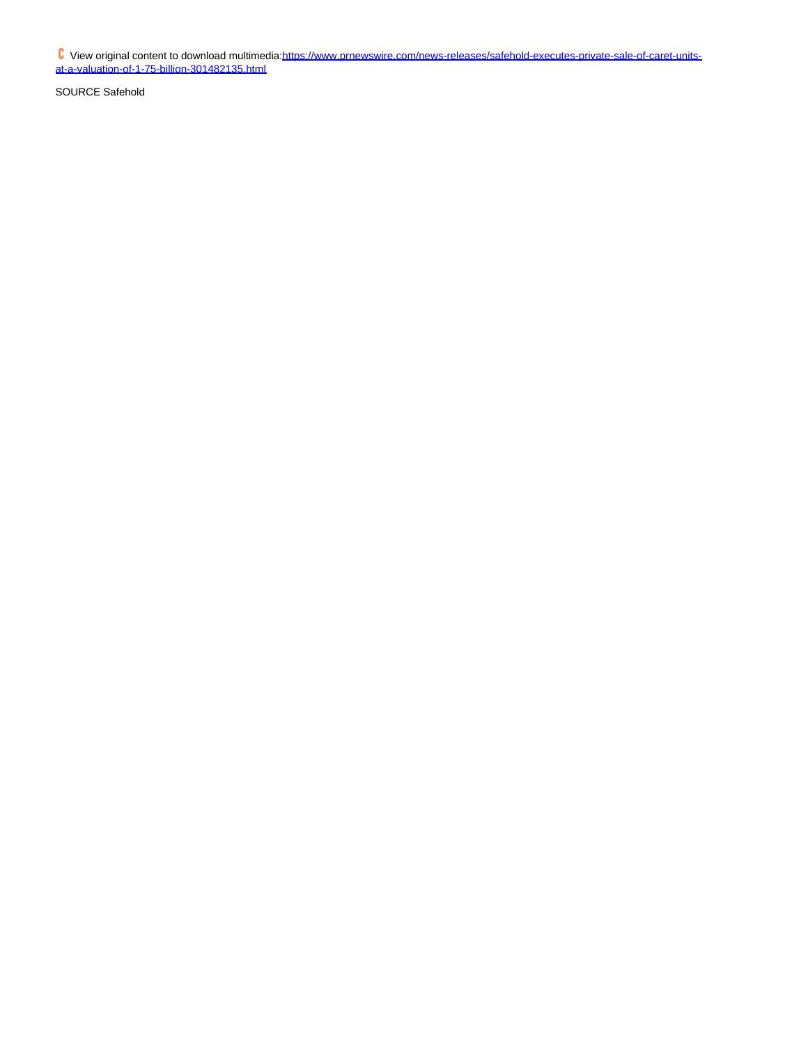C View original content to download multimedia:https://www.prnewswire.com/news-releases/safehold-executes-private-sale-of-caret-units-at-a-valuation-of-1-75-billion-301482135.html

SOURCE Safehold